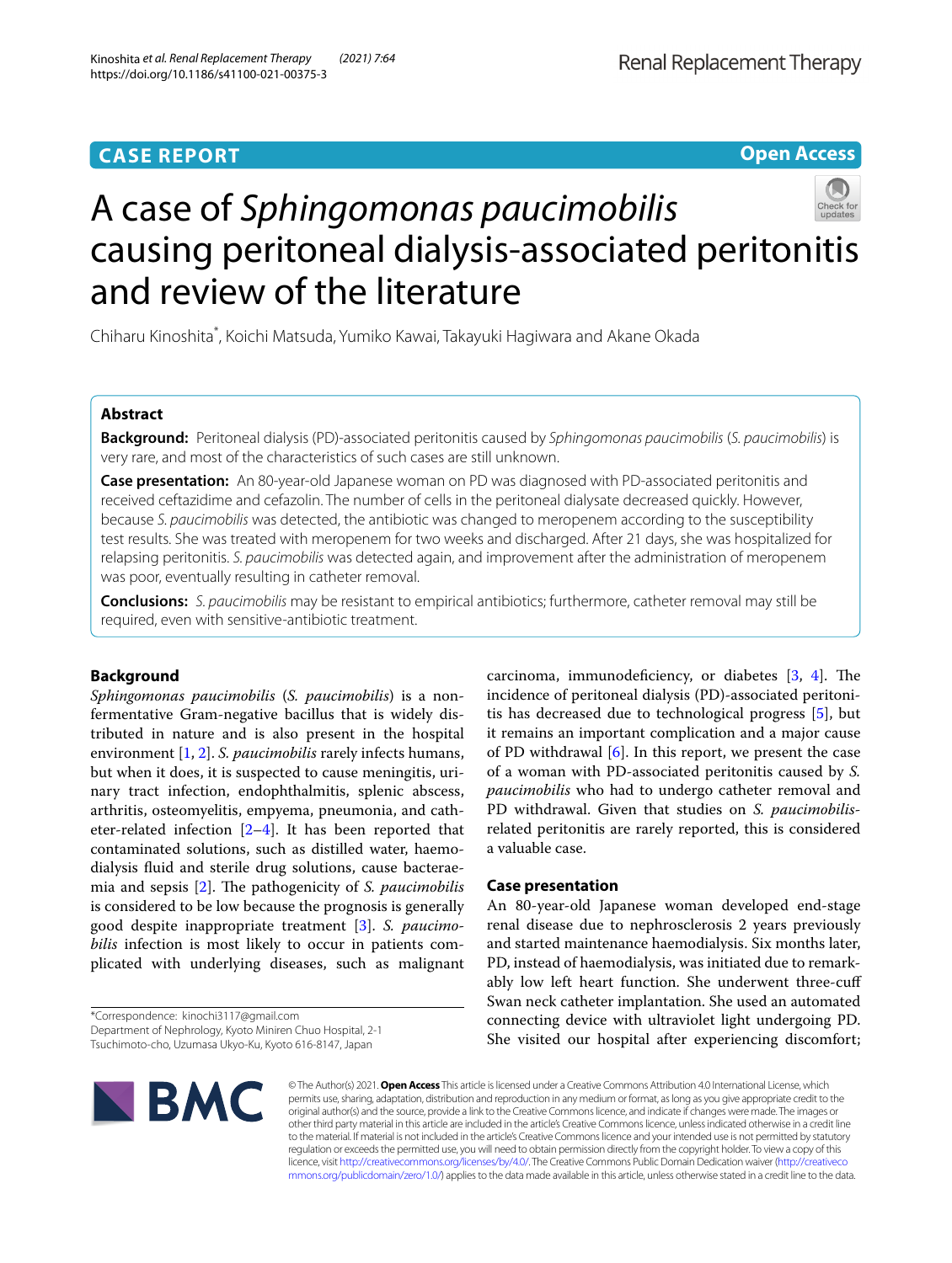CASE REPORT

Open Access

# A case of *Sphingomonas paucimobilis* causing peritoneal dialysis-associated peritonitis and review of the literature

Chiharu Kinoshita*, Koichi Matsuda, Yumiko Kawai, Takayuki Hagiwara and Akane Okada

## Abstract

**Background:** Peritoneal dialysis (PD)-associated peritonitis caused by *Sphingomonas paucimobilis* (*S. paucimobilis*) is very rare, and most of the characteristics of such cases are still unknown.

**Case presentation:** An 80-year-old Japanese woman on PD was diagnosed with PD-associated peritonitis and received ceftazidime and cefazolin. The number of cells in the peritoneal dialysate decreased quickly. However, because *S. paucimobilis* was detected, the antibiotic was changed to meropenem according to the susceptibility test results. She was treated with meropenem for two weeks and discharged. After 21 days, she was hospitalized for relapsing peritonitis. *S. paucimobilis* was detected again, and improvement after the administration of meropenem was poor, eventually resulting in catheter removal.

**Conclusions:** *S. paucimobilis* may be resistant to empirical antibiotics; furthermore, catheter removal may still be required, even with sensitive-antibiotic treatment.

## Background

*Sphingomonas paucimobilis* (*S. paucimobilis*) is a non-fermentative Gram-negative bacillus that is widely distributed in nature and is also present in the hospital environment [1, 2]. *S. paucimobilis* rarely infects humans, but when it does, it is suspected to cause meningitis, urinary tract infection, endophthalmitis, splenic abscess, arthritis, osteomyelitis, empyema, pneumonia, and catheter-related infection [2–4]. It has been reported that contaminated solutions, such as distilled water, haemodialysis fluid and sterile drug solutions, cause bacteraemia and sepsis [2]. The pathogenicity of *S. paucimobilis* is considered to be low because the prognosis is generally good despite inappropriate treatment [3]. *S. paucimobilis* infection is most likely to occur in patients complicated with underlying diseases, such as malignant carcinoma, immunodeficiency, or diabetes [3, 4]. The incidence of peritoneal dialysis (PD)-associated peritonitis has decreased due to technological progress [5], but it remains an important complication and a major cause of PD withdrawal [6]. In this report, we present the case of a woman with PD-associated peritonitis caused by *S. paucimobilis* who had to undergo catheter removal and PD withdrawal. Given that studies on *S. paucimobilis*-related peritonitis are rarely reported, this is considered a valuable case.

## Case presentation

An 80-year-old Japanese woman developed end-stage renal disease due to nephrosclerosis 2 years previously and started maintenance haemodialysis. Six months later, PD, instead of haemodialysis, was initiated due to remarkably low left heart function. She underwent three-cuff Swan neck catheter implantation. She used an automated connecting device with ultraviolet light undergoing PD. She visited our hospital after experiencing discomfort;

*Correspondence: kinochi3117@gmail.com
Department of Nephrology, Kyoto Miniren Chuo Hospital, 2-1 Tsuchimoto-cho, Uzumasa Ukyo-Ku, Kyoto 616-8147, Japan

© The Author(s) 2021. **Open Access** This article is licensed under a Creative Commons Attribution 4.0 International License, which permits use, sharing, adaptation, distribution and reproduction in any medium or format, as long as you give appropriate credit to the original author(s) and the source, provide a link to the Creative Commons licence, and indicate if changes were made. The images or other third party material in this article are included in the article's Creative Commons licence, unless indicated otherwise in a credit line to the material. If material is not included in the article's Creative Commons licence and your intended use is not permitted by statutory regulation or exceeds the permitted use, you will need to obtain permission directly from the copyright holder. To view a copy of this licence, visit http://creativecommons.org/licenses/by/4.0/. The Creative Commons Public Domain Dedication waiver (http://creativecommons.org/publicdomain/zero/1.0/) applies to the data made available in this article, unless otherwise stated in a credit line to the data.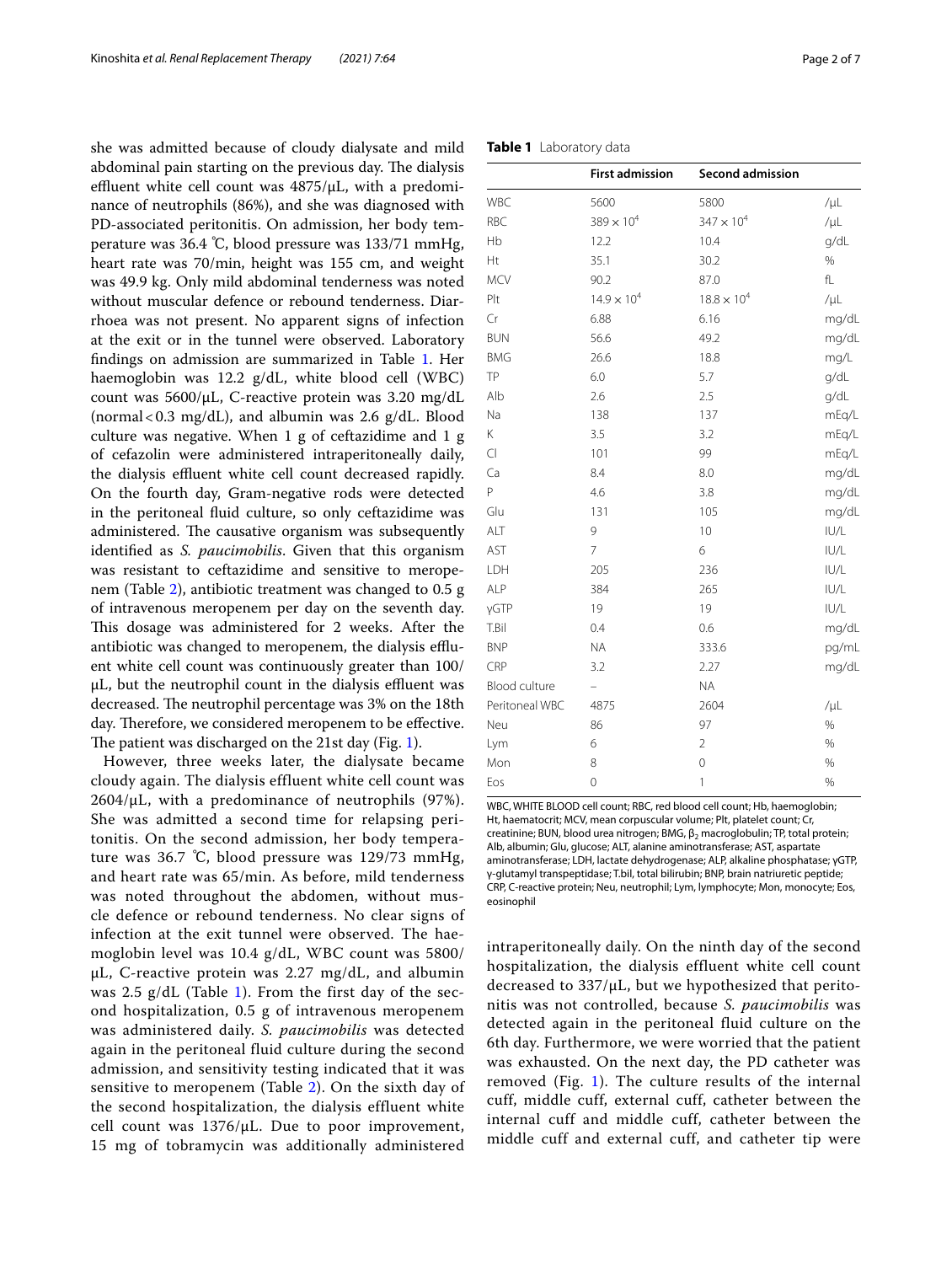she was admitted because of cloudy dialysate and mild abdominal pain starting on the previous day. The dialysis effluent white cell count was 4875/μL, with a predominance of neutrophils (86%), and she was diagnosed with PD-associated peritonitis. On admission, her body temperature was 36.4 ℃, blood pressure was 133/71 mmHg, heart rate was 70/min, height was 155 cm, and weight was 49.9 kg. Only mild abdominal tenderness was noted without muscular defence or rebound tenderness. Diarrhoea was not present. No apparent signs of infection at the exit or in the tunnel were observed. Laboratory findings on admission are summarized in Table 1. Her haemoglobin was 12.2 g/dL, white blood cell (WBC) count was 5600/μL, C-reactive protein was 3.20 mg/dL (normal < 0.3 mg/dL), and albumin was 2.6 g/dL. Blood culture was negative. When 1 g of ceftazidime and 1 g of cefazolin were administered intraperitoneally daily, the dialysis effluent white cell count decreased rapidly. On the fourth day, Gram-negative rods were detected in the peritoneal fluid culture, so only ceftazidime was administered. The causative organism was subsequently identified as *S. paucimobilis*. Given that this organism was resistant to ceftazidime and sensitive to meropenem (Table 2), antibiotic treatment was changed to 0.5 g of intravenous meropenem per day on the seventh day. This dosage was administered for 2 weeks. After the antibiotic was changed to meropenem, the dialysis effluent white cell count was continuously greater than 100/μL, but the neutrophil count in the dialysis effluent was decreased. The neutrophil percentage was 3% on the 18th day. Therefore, we considered meropenem to be effective. The patient was discharged on the 21st day (Fig. 1).

However, three weeks later, the dialysate became cloudy again. The dialysis effluent white cell count was 2604/μL, with a predominance of neutrophils (97%). She was admitted a second time for relapsing peritonitis. On the second admission, her body temperature was 36.7 ℃, blood pressure was 129/73 mmHg, and heart rate was 65/min. As before, mild tenderness was noted throughout the abdomen, without muscle defence or rebound tenderness. No clear signs of infection at the exit tunnel were observed. The haemoglobin level was 10.4 g/dL, WBC count was 5800/μL, C-reactive protein was 2.27 mg/dL, and albumin was 2.5 g/dL (Table 1). From the first day of the second hospitalization, 0.5 g of intravenous meropenem was administered daily. *S. paucimobilis* was detected again in the peritoneal fluid culture during the second admission, and sensitivity testing indicated that it was sensitive to meropenem (Table 2). On the sixth day of the second hospitalization, the dialysis effluent white cell count was 1376/μL. Due to poor improvement, 15 mg of tobramycin was additionally administered intraperitoneally daily. On the ninth day of the second hospitalization, the dialysis effluent white cell count decreased to 337/μL, but we hypothesized that peritonitis was not controlled, because *S. paucimobilis* was detected again in the peritoneal fluid culture on the 6th day. Furthermore, we were worried that the patient was exhausted. On the next day, the PD catheter was removed (Fig. 1). The culture results of the internal cuff, middle cuff, external cuff, catheter between the internal cuff and middle cuff, catheter between the middle cuff and external cuff, and catheter tip were

**Table 1** Laboratory data

| | First admission | Second admission | |
|---|---|---|---|
| WBC | 5600 | 5800 | /μL |
| RBC | $389 \times 10^4$ | $347 \times 10^4$ | /μL |
| Hb | 12.2 | 10.4 | g/dL |
| Ht | 35.1 | 30.2 | % |
| MCV | 90.2 | 87.0 | fL |
| Plt | $14.9 \times 10^4$ | $18.8 \times 10^4$ | /μL |
| Cr | 6.88 | 6.16 | mg/dL |
| BUN | 56.6 | 49.2 | mg/dL |
| BMG | 26.6 | 18.8 | mg/L |
| TP | 6.0 | 5.7 | g/dL |
| Alb | 2.6 | 2.5 | g/dL |
| Na | 138 | 137 | mEq/L |
| K | 3.5 | 3.2 | mEq/L |
| Cl | 101 | 99 | mEq/L |
| Ca | 8.4 | 8.0 | mg/dL |
| P | 4.6 | 3.8 | mg/dL |
| Glu | 131 | 105 | mg/dL |
| ALT | 9 | 10 | IU/L |
| AST | 7 | 6 | IU/L |
| LDH | 205 | 236 | IU/L |
| ALP | 384 | 265 | IU/L |
| γGTP | 19 | 19 | IU/L |
| T.Bil | 0.4 | 0.6 | mg/dL |
| BNP | NA | 333.6 | pg/mL |
| CRP | 3.2 | 2.27 | mg/dL |
| Blood culture | – | NA | |
| Peritoneal WBC | 4875 | 2604 | /μL |
| Neu | 86 | 97 | % |
| Lym | 6 | 2 | % |
| Mon | 8 | 0 | % |
| Eos | 0 | 1 | % |

WBC, WHITE BLOOD cell count; RBC, red blood cell count; Hb, haemoglobin; Ht, haematocrit; MCV, mean corpuscular volume; Plt, platelet count; Cr, creatinine; BUN, blood urea nitrogen; BMG, $\beta_2$ macroglobulin; TP, total protein; Alb, albumin; Glu, glucose; ALT, alanine aminotransferase; AST, aspartate aminotransferase; LDH, lactate dehydrogenase; ALP, alkaline phosphatase; γGTP, γ-glutamyl transpeptidase; T.bil, total bilirubin; BNP, brain natriuretic peptide; CRP, C-reactive protein; Neu, neutrophil; Lym, lymphocyte; Mon, monocyte; Eos, eosinophil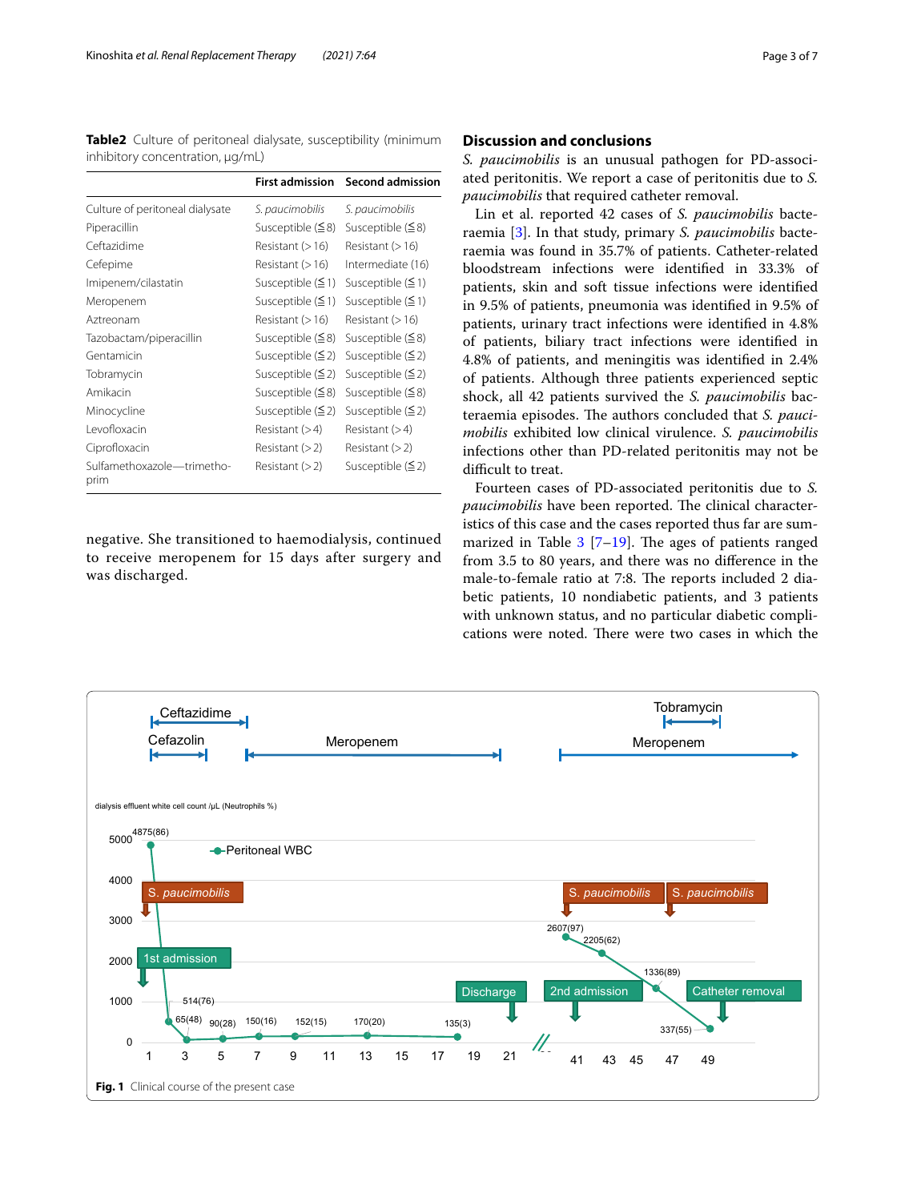**Table2** Culture of peritoneal dialysate, susceptibility (minimum inhibitory concentration, μg/mL)

| | First admission | Second admission |
|---|---|---|
| Culture of peritoneal dialysate | *S. paucimobilis* | *S. paucimobilis* |
| Piperacillin | Susceptible (≦8) | Susceptible (≦8) |
| Ceftazidime | Resistant (>16) | Resistant (>16) |
| Cefepime | Resistant (>16) | Intermediate (16) |
| Imipenem/cilastatin | Susceptible (≦1) | Susceptible (≦1) |
| Meropenem | Susceptible (≦1) | Susceptible (≦1) |
| Aztreonam | Resistant (>16) | Resistant (>16) |
| Tazobactam/piperacillin | Susceptible (≦8) | Susceptible (≦8) |
| Gentamicin | Susceptible (≦2) | Susceptible (≦2) |
| Tobramycin | Susceptible (≦2) | Susceptible (≦2) |
| Amikacin | Susceptible (≦8) | Susceptible (≦8) |
| Minocycline | Susceptible (≦2) | Susceptible (≦2) |
| Levofloxacin | Resistant (>4) | Resistant (>4) |
| Ciprofloxacin | Resistant (>2) | Resistant (>2) |
| Sulfamethoxazole—trimethoprim | Resistant (>2) | Susceptible (≦2) |

negative. She transitioned to haemodialysis, continued to receive meropenem for 15 days after surgery and was discharged.

## Discussion and conclusions

*S. paucimobilis* is an unusual pathogen for PD-associated peritonitis. We report a case of peritonitis due to *S. paucimobilis* that required catheter removal.

Lin et al. reported 42 cases of *S. paucimobilis* bacteraemia [3]. In that study, primary *S. paucimobilis* bacteraemia was found in 35.7% of patients. Catheter-related bloodstream infections were identified in 33.3% of patients, skin and soft tissue infections were identified in 9.5% of patients, pneumonia was identified in 9.5% of patients, urinary tract infections were identified in 4.8% of patients, biliary tract infections were identified in 4.8% of patients, and meningitis was identified in 2.4% of patients. Although three patients experienced septic shock, all 42 patients survived the *S. paucimobilis* bacteraemia episodes. The authors concluded that *S. paucimobilis* exhibited low clinical virulence. *S. paucimobilis* infections other than PD-related peritonitis may not be difficult to treat.

Fourteen cases of PD-associated peritonitis due to *S. paucimobilis* have been reported. The clinical characteristics of this case and the cases reported thus far are summarized in Table 3 [7–19]. The ages of patients ranged from 3.5 to 80 years, and there was no difference in the male-to-female ratio at 7:8. The reports included 2 diabetic patients, 10 nondiabetic patients, and 3 patients with unknown status, and no particular diabetic complications were noted. There were two cases in which the

**Fig. 1** Clinical course of the present case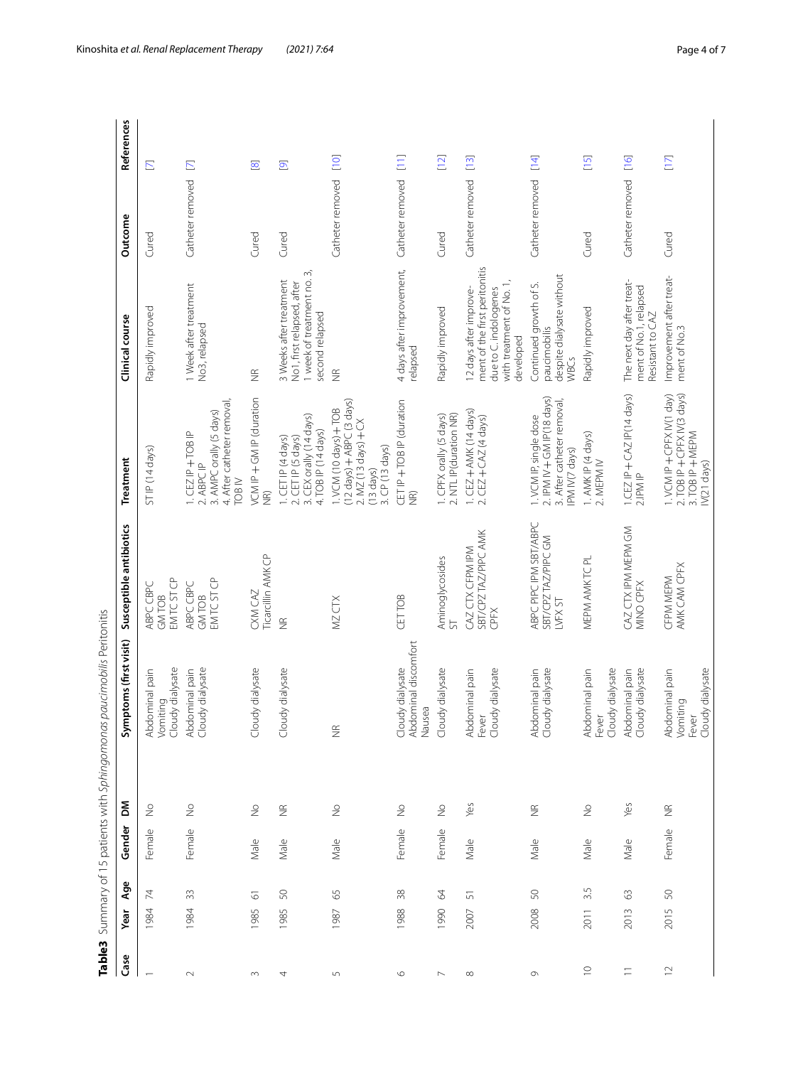**Table 3** Summary of 15 patients with *Sphingomonas paucimobilis* Peritonitis

| Case | Year | Age | Gender | DM | Symptoms (first visit) | Susceptible antibiotics | Treatment | Clinical course | Outcome | References |
|---|---|---|---|---|---|---|---|---|---|---|
| 1 | 1984 | 74 | Female | No | Abdominal pain Vomiting Cloudy dialysate | ABPC CBPC GM TOB EM TC ST CP | ST IP (14 days) | Rapidly improved | Cured | [7] |
| 2 | 1984 | 33 | Female | No | Abdominal pain Cloudy dialysate | ABPC CBPC GM TOB EM TC ST CP | 1. CEZ IP + TOB IP 2. ABPC IP 3. AMPC orally (5 days) 4. After catheter removal, TOB IV | 1 Week after treatment No3, relapsed | Catheter removed | [7] |
| 3 | 1985 | 61 | Male | No | Cloudy dialysate | CXM CAZ Ticarcillin AMK CP | VCM IP + GM IP (duration NR) | NR | Cured | [8] |
| 4 | 1985 | 50 | Male | NR | Cloudy dialysate | NR | 1. CET IP (4 days) 2. CET IP (5 days) 3. CEX orally (14 days) 4. TOB IP (14 days) | 3 Weeks after treatment No1, first relapsed, after 1 week of treatment no. 3, second relapsed | Cured | [9] |
| 5 | 1987 | 65 | Male | No | NR | MZ CTX | 1. VCM (10 days) + TOB (12 days) + ABPC (3 days) 2. MZ (13 days) + CX (13 days) 3. CP (13 days) | NR | Catheter removed | [10] |
| 6 | 1988 | 38 | Female | No | Cloudy dialysate Abdominal discomfort Nausea | CET TOB | CET IP + TOB IP (duration NR) | 4 days after improvement, relapsed | Catheter removed | [11] |
| 7 | 1990 | 64 | Female | No | Cloudy dialysate | Aminoglycosides ST | 1. CPFX orally (5 days) 2. NTL IP(duration NR) | Rapidly improved | Cured | [12] |
| 8 | 2007 | 51 | Male | Yes | Abdominal pain Fever Cloudy dialysate | CAZ CTX CFPM IPM SBT/CPZ TAZ/PIPC AMK CPFX | 1. CEZ + AMK (14 days) 2. CEZ + CAZ (4 days) | 12 days after improvement of the first peritonitis due to *C. indologenes* with treatment of No. 1, developed | Catheter removed | [13] |
| 9 | 2008 | 50 | Male | NR | Abdominal pain Cloudy dialysate | ABPC PIPC IPM SBT/ABPC SBT/CPZ TAZ/PIPC GM LVFX ST | 1. VCM IP single dose 2. IPM IV + GM IP (18 days) 3. After catheter removal, IPM IV (7 days) | Continued growth of *S. paucimobilis* despite dialysate without WBCs | Catheter removed | [14] |
| 10 | 2011 | 3.5 | Male | No | Abdominal pain Fever Cloudy dialysate | MEPM AMK TC PL | 1. AMK IP (4 days) 2. MEPM IV | Rapidly improved | Cured | [15] |
| 11 | 2013 | 63 | Male | Yes | Abdominal pain Cloudy dialysate | CAZ CTX IPM MEPM GM MINO CPFX | 1.CEZ IP + CAZ IP (14 days) 2.IPM IP | The next day after treatment of No.1, relapsed Resistant to CAZ | Catheter removed | [16] |
| 12 | 2015 | 50 | Female | NR | Abdominal pain Vomiting Fever Cloudy dialysate | CFPM MEPM AMK CAM CPFX | 1. VCM IP + CPFX IV(1 day) 2. TOB IP + CPFX IV(3 days) 3. TOB IP + MEPM IV(21 days) | Improvement after treatment of No.3 | Cured | [17] |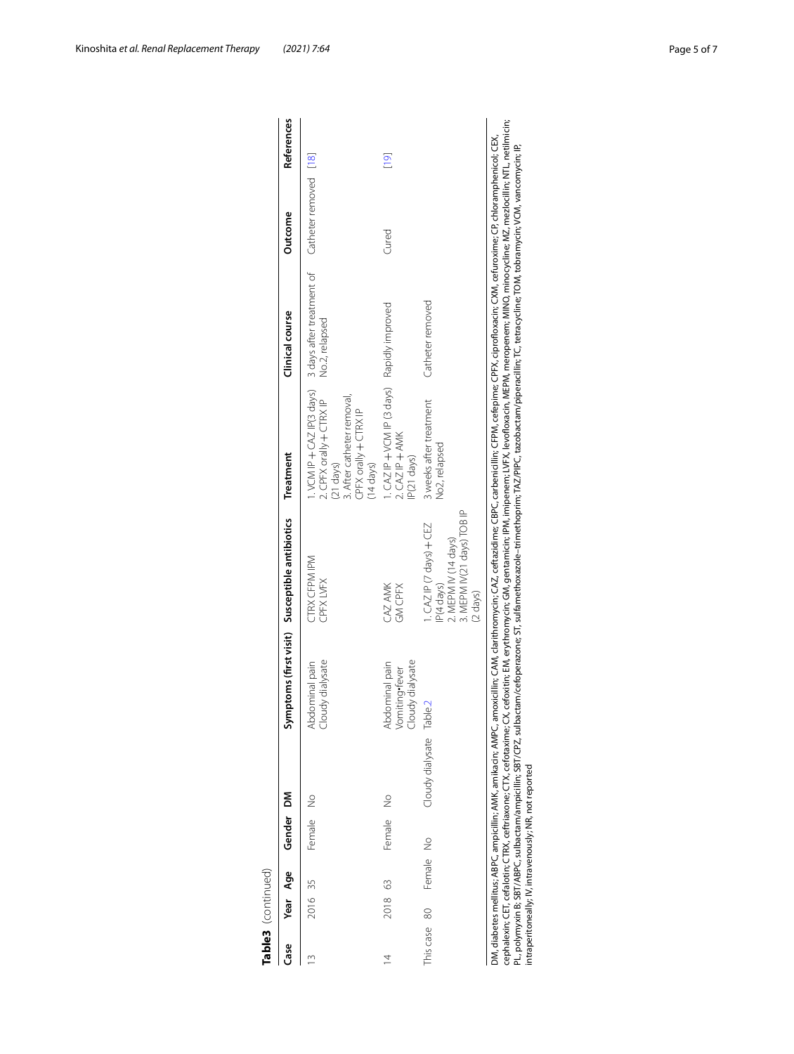**Table 3** (continued)

| Case | Year | Age | Gender | DM | Symptoms (first visit) | Susceptible antibiotics | Treatment | Clinical course | Outcome | References |
|---|---|---|---|---|---|---|---|---|---|---|
| 13 | 2016 | 35 | Female | No | Abdominal pain Cloudy dialysate | CTRX CFPM IPM CPFX LVFX | 1. VCM IP + CAZ IP(3 days) 2. CPFX orally + CTRX IP (21 days) 3. After catheter removal, CPFX orally + CTRX IP (14 days) | 3 days after treatment of No.2, relapsed | Catheter removed | [18] |
| 14 | 2018 | 63 | Female | No | Abdominal pain Vomiting•fever Cloudy dialysate | CAZ AMK GM CPFX | 1. CAZ IP + VCM IP (3 days) 2. CAZ IP + AMK IP(21 days) | Rapidly improved | Cured | [19] |
| This case | 80 | | Female | No | Cloudy dialysate | Table 2 | 1. CAZ IP (7 days) + CEZ IP(4 days) 2. MEPM IV (14 days) 3. MEPM IV(21 days) TOB IP (2 days) | 3 weeks after treatment No2, relapsed | Catheter removed | |

DM, diabetes mellitus; ABPC, ampicillin; AMK, amikacin; AMPC, amoxicillin; CAM, clarithromycin; CAZ, ceftazidime; CBPC, carbenicillin; CFPM, cefepime; CPFX, ciprofloxacin; CXM, cefuroxime; CP, chloramphenicol; CEX, cephalexin; CET, cefalotin; CTRX, ceftriaxone; CTX, cefotaxime; CX, cefoxitin; EM, erythromycin; GM, gentamicin; IPM, imipenem; LVFX, levofloxacin, MEPM, meropenem; MINO, minocycline; MZ, mezlocillin; NTL, netilmicin; PL, polymyxin B; SBT/ABPC, sulbactam/ampicillin; SBT/CPZ, sulbactam/cefoperazone; ST, sulfamethoxazole–trimethoprim; TAZ/PIPC, tazobactam/piperacillin; TC, tetracycline; TOM, tobramycin; VCM, vancomycin; IP, intraperitoneally; IV, intravenously; NR, not reported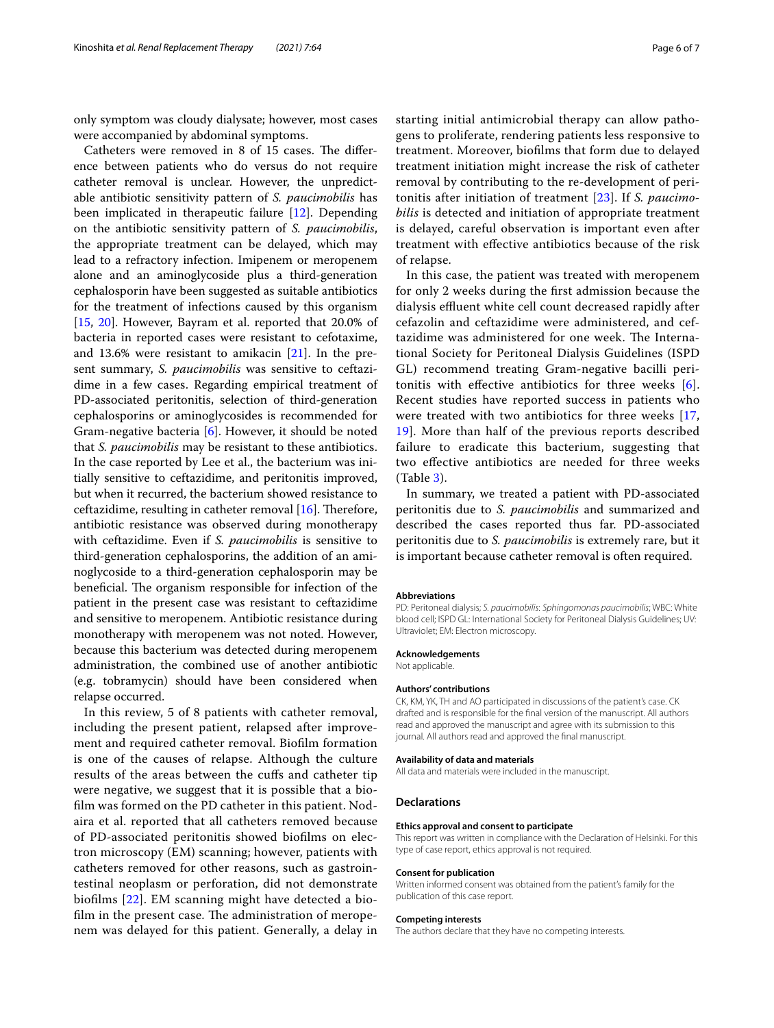only symptom was cloudy dialysate; however, most cases were accompanied by abdominal symptoms.

Catheters were removed in 8 of 15 cases. The difference between patients who do versus do not require catheter removal is unclear. However, the unpredictable antibiotic sensitivity pattern of *S. paucimobilis* has been implicated in therapeutic failure [12]. Depending on the antibiotic sensitivity pattern of *S. paucimobilis*, the appropriate treatment can be delayed, which may lead to a refractory infection. Imipenem or meropenem alone and an aminoglycoside plus a third-generation cephalosporin have been suggested as suitable antibiotics for the treatment of infections caused by this organism [15, 20]. However, Bayram et al. reported that 20.0% of bacteria in reported cases were resistant to cefotaxime, and 13.6% were resistant to amikacin [21]. In the present summary, *S. paucimobilis* was sensitive to ceftazidime in a few cases. Regarding empirical treatment of PD-associated peritonitis, selection of third-generation cephalosporins or aminoglycosides is recommended for Gram-negative bacteria [6]. However, it should be noted that *S. paucimobilis* may be resistant to these antibiotics. In the case reported by Lee et al., the bacterium was initially sensitive to ceftazidime, and peritonitis improved, but when it recurred, the bacterium showed resistance to ceftazidime, resulting in catheter removal [16]. Therefore, antibiotic resistance was observed during monotherapy with ceftazidime. Even if *S. paucimobilis* is sensitive to third-generation cephalosporins, the addition of an aminoglycoside to a third-generation cephalosporin may be beneficial. The organism responsible for infection of the patient in the present case was resistant to ceftazidime and sensitive to meropenem. Antibiotic resistance during monotherapy with meropenem was not noted. However, because this bacterium was detected during meropenem administration, the combined use of another antibiotic (e.g. tobramycin) should have been considered when relapse occurred.

In this review, 5 of 8 patients with catheter removal, including the present patient, relapsed after improvement and required catheter removal. Biofilm formation is one of the causes of relapse. Although the culture results of the areas between the cuffs and catheter tip were negative, we suggest that it is possible that a biofilm was formed on the PD catheter in this patient. Nodaira et al. reported that all catheters removed because of PD-associated peritonitis showed biofilms on electron microscopy (EM) scanning; however, patients with catheters removed for other reasons, such as gastrointestinal neoplasm or perforation, did not demonstrate biofilms [22]. EM scanning might have detected a biofilm in the present case. The administration of meropenem was delayed for this patient. Generally, a delay in starting initial antimicrobial therapy can allow pathogens to proliferate, rendering patients less responsive to treatment. Moreover, biofilms that form due to delayed treatment initiation might increase the risk of catheter removal by contributing to the re-development of peritonitis after initiation of treatment [23]. If *S. paucimobilis* is detected and initiation of appropriate treatment is delayed, careful observation is important even after treatment with effective antibiotics because of the risk of relapse.

In this case, the patient was treated with meropenem for only 2 weeks during the first admission because the dialysis effluent white cell count decreased rapidly after cefazolin and ceftazidime were administered, and ceftazidime was administered for one week. The International Society for Peritoneal Dialysis Guidelines (ISPD GL) recommend treating Gram-negative bacilli peritonitis with effective antibiotics for three weeks [6]. Recent studies have reported success in patients who were treated with two antibiotics for three weeks [17, 19]. More than half of the previous reports described failure to eradicate this bacterium, suggesting that two effective antibiotics are needed for three weeks (Table 3).

In summary, we treated a patient with PD-associated peritonitis due to *S. paucimobilis* and summarized and described the cases reported thus far. PD-associated peritonitis due to *S. paucimobilis* is extremely rare, but it is important because catheter removal is often required.

#### Abbreviations
PD: Peritoneal dialysis; *S. paucimobilis*: *Sphingomonas paucimobilis*; WBC: White blood cell; ISPD GL: International Society for Peritoneal Dialysis Guidelines; UV: Ultraviolet; EM: Electron microscopy.

#### Acknowledgements
Not applicable.

#### Authors' contributions
CK, KM, YK, TH and AO participated in discussions of the patient's case. CK drafted and is responsible for the final version of the manuscript. All authors read and approved the manuscript and agree with its submission to this journal. All authors read and approved the final manuscript.

#### Availability of data and materials
All data and materials were included in the manuscript.

### Declarations

#### Ethics approval and consent to participate
This report was written in compliance with the Declaration of Helsinki. For this type of case report, ethics approval is not required.

#### Consent for publication
Written informed consent was obtained from the patient's family for the publication of this case report.

#### Competing interests
The authors declare that they have no competing interests.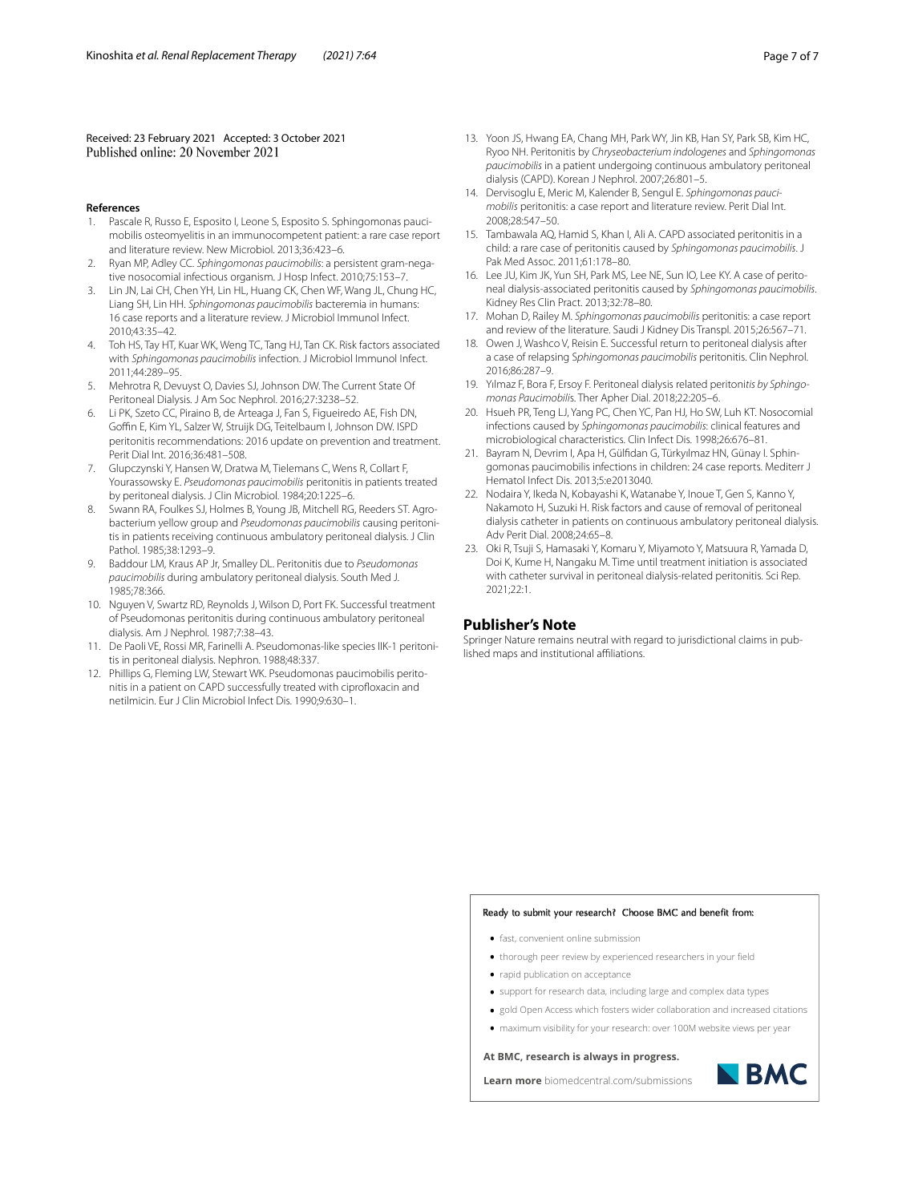Received: 23 February 2021 Accepted: 3 October 2021
Published online: 20 November 2021

**References**

1. Pascale R, Russo E, Esposito I, Leone S, Esposito S. Sphingomonas paucimobilis osteomyelitis in an immunocompetent patient: a rare case report and literature review. New Microbiol. 2013;36:423–6.
2. Ryan MP, Adley CC. *Sphingomonas paucimobilis*: a persistent gram-negative nosocomial infectious organism. J Hosp Infect. 2010;75:153–7.
3. Lin JN, Lai CH, Chen YH, Lin HL, Huang CK, Chen WF, Wang JL, Chung HC, Liang SH, Lin HH. *Sphingomonas paucimobilis* bacteremia in humans: 16 case reports and a literature review. J Microbiol Immunol Infect. 2010;43:35–42.
4. Toh HS, Tay HT, Kuar WK, Weng TC, Tang HJ, Tan CK. Risk factors associated with *Sphingomonas paucimobilis* infection. J Microbiol Immunol Infect. 2011;44:289–95.
5. Mehrotra R, Devuyst O, Davies SJ, Johnson DW. The Current State Of Peritoneal Dialysis. J Am Soc Nephrol. 2016;27:3238–52.
6. Li PK, Szeto CC, Piraino B, de Arteaga J, Fan S, Figueiredo AE, Fish DN, Goffin E, Kim YL, Salzer W, Struijk DG, Teitelbaum I, Johnson DW. ISPD peritonitis recommendations: 2016 update on prevention and treatment. Perit Dial Int. 2016;36:481–508.
7. Glupczynski Y, Hansen W, Dratwa M, Tielemans C, Wens R, Collart F, Yourassowsky E. *Pseudomonas paucimobilis* peritonitis in patients treated by peritoneal dialysis. J Clin Microbiol. 1984;20:1225–6.
8. Swann RA, Foulkes SJ, Holmes B, Young JB, Mitchell RG, Reeders ST. Agrobacterium yellow group and *Pseudomonas paucimobilis* causing peritonitis in patients receiving continuous ambulatory peritoneal dialysis. J Clin Pathol. 1985;38:1293–9.
9. Baddour LM, Kraus AP Jr, Smalley DL. Peritonitis due to *Pseudomonas paucimobilis* during ambulatory peritoneal dialysis. South Med J. 1985;78:366.
10. Nguyen V, Swartz RD, Reynolds J, Wilson D, Port FK. Successful treatment of Pseudomonas peritonitis during continuous ambulatory peritoneal dialysis. Am J Nephrol. 1987;7:38–43.
11. De Paoli VE, Rossi MR, Farinelli A. Pseudomonas-like species IIK-1 peritonitis in peritoneal dialysis. Nephron. 1988;48:337.
12. Phillips G, Fleming LW, Stewart WK. Pseudomonas paucimobilis peritonitis in a patient on CAPD successfully treated with ciprofloxacin and netilmicin. Eur J Clin Microbiol Infect Dis. 1990;9:630–1.
13. Yoon JS, Hwang EA, Chang MH, Park WY, Jin KB, Han SY, Park SB, Kim HC, Ryoo NH. Peritonitis by *Chryseobacterium indologenes* and *Sphingomonas paucimobilis* in a patient undergoing continuous ambulatory peritoneal dialysis (CAPD). Korean J Nephrol. 2007;26:801–5.
14. Dervisoglu E, Meric M, Kalender B, Sengul E. *Sphingomonas paucimobilis* peritonitis: a case report and literature review. Perit Dial Int. 2008;28:547–50.
15. Tambawala AQ, Hamid S, Khan I, Ali A. CAPD associated peritonitis in a child: a rare case of peritonitis caused by *Sphingomonas paucimobilis*. J Pak Med Assoc. 2011;61:178–80.
16. Lee JU, Kim JK, Yun SH, Park MS, Lee NE, Sun IO, Lee KY. A case of peritoneal dialysis-associated peritonitis caused by *Sphingomonas paucimobilis*. Kidney Res Clin Pract. 2013;32:78–80.
17. Mohan D, Railey M. *Sphingomonas paucimobilis* peritonitis: a case report and review of the literature. Saudi J Kidney Dis Transpl. 2015;26:567–71.
18. Owen J, Washco V, Reisin E. Successful return to peritoneal dialysis after a case of relapsing *Sphingomonas paucimobilis* peritonitis. Clin Nephrol. 2016;86:287–9.
19. Yılmaz F, Bora F, Ersoy F. Peritoneal dialysis related periton*itis by Sphingomonas Paucimobili*s. Ther Apher Dial. 2018;22:205–6.
20. Hsueh PR, Teng LJ, Yang PC, Chen YC, Pan HJ, Ho SW, Luh KT. Nosocomial infections caused by *Sphingomonas paucimobilis*: clinical features and microbiological characteristics. Clin Infect Dis. 1998;26:676–81.
21. Bayram N, Devrim I, Apa H, Gülfidan G, Türkyılmaz HN, Günay I. Sphingomonas paucimobilis infections in children: 24 case reports. Mediterr J Hematol Infect Dis. 2013;5:e2013040.
22. Nodaira Y, Ikeda N, Kobayashi K, Watanabe Y, Inoue T, Gen S, Kanno Y, Nakamoto H, Suzuki H. Risk factors and cause of removal of peritoneal dialysis catheter in patients on continuous ambulatory peritoneal dialysis. Adv Perit Dial. 2008;24:65–8.
23. Oki R, Tsuji S, Hamasaki Y, Komaru Y, Miyamoto Y, Matsuura R, Yamada D, Doi K, Kume H, Nangaku M. Time until treatment initiation is associated with catheter survival in peritoneal dialysis-related peritonitis. Sci Rep. 2021;22:1.

## Publisher's Note

Springer Nature remains neutral with regard to jurisdictional claims in published maps and institutional affiliations.

Ready to submit your research? Choose BMC and benefit from:

- fast, convenient online submission
- thorough peer review by experienced researchers in your field
- rapid publication on acceptance
- support for research data, including large and complex data types
- gold Open Access which fosters wider collaboration and increased citations
- maximum visibility for your research: over 100M website views per year

**At BMC, research is always in progress.**

**Learn more** biomedcentral.com/submissions

BMC